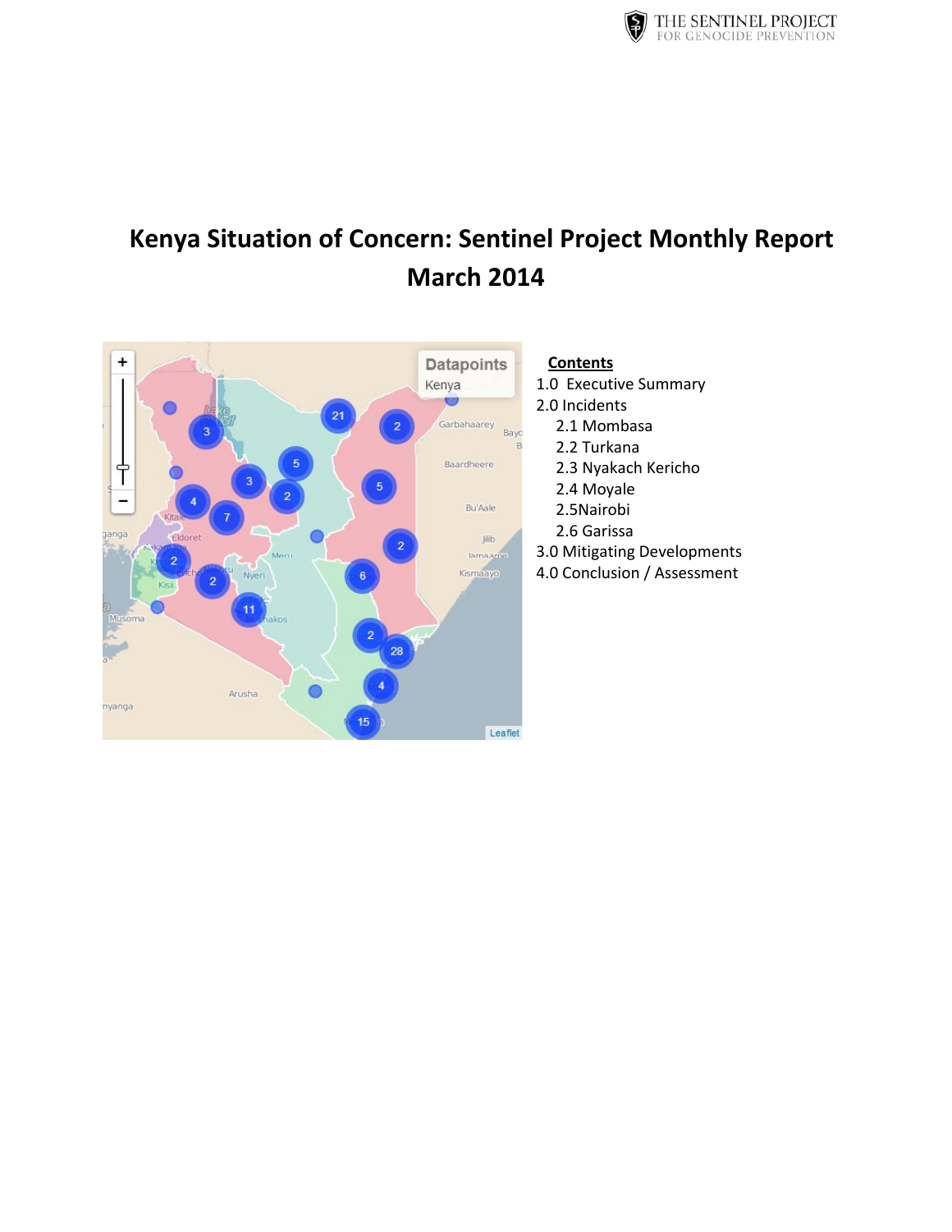# Kenya Situation of Concern: Sentinel Project Monthly Report March 2014

**Contents**

1.0 Executive Summary

2.0 Incidents

- 2.1 Mombasa
- 2.2 Turkana
- 2.3 Nyakach Kericho
- 2.4 Moyale
- 2.5Nairobi
- 2.6 Garissa

3.0 Mitigating Developments

4.0 Conclusion / Assessment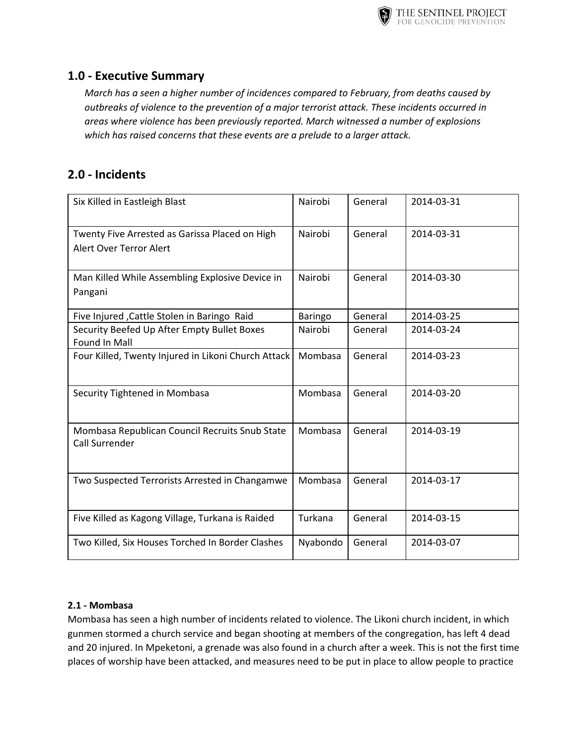## 1.0 - Executive Summary

*March has a seen a higher number of incidences compared to February, from deaths caused by outbreaks of violence to the prevention of a major terrorist attack. These incidents occurred in areas where violence has been previously reported. March witnessed a number of explosions which has raised concerns that these events are a prelude to a larger attack.*

## 2.0 - Incidents

| | | | |
|---|---|---|---|
| Six Killed in Eastleigh Blast | Nairobi | General | 2014-03-31 |
| Twenty Five Arrested as Garissa Placed on High Alert Over Terror Alert | Nairobi | General | 2014-03-31 |
| Man Killed While Assembling Explosive Device in Pangani | Nairobi | General | 2014-03-30 |
| Five Injured ,Cattle Stolen in Baringo Raid | Baringo | General | 2014-03-25 |
| Security Beefed Up After Empty Bullet Boxes Found In Mall | Nairobi | General | 2014-03-24 |
| Four Killed, Twenty Injured in Likoni Church Attack | Mombasa | General | 2014-03-23 |
| Security Tightened in Mombasa | Mombasa | General | 2014-03-20 |
| Mombasa Republican Council Recruits Snub State Call Surrender | Mombasa | General | 2014-03-19 |
| Two Suspected Terrorists Arrested in Changamwe | Mombasa | General | 2014-03-17 |
| Five Killed as Kagong Village, Turkana is Raided | Turkana | General | 2014-03-15 |
| Two Killed, Six Houses Torched In Border Clashes | Nyabondo | General | 2014-03-07 |

**2.1 - Mombasa**

Mombasa has seen a high number of incidents related to violence. The Likoni church incident, in which gunmen stormed a church service and began shooting at members of the congregation, has left 4 dead and 20 injured. In Mpeketoni, a grenade was also found in a church after a week. This is not the first time places of worship have been attacked, and measures need to be put in place to allow people to practice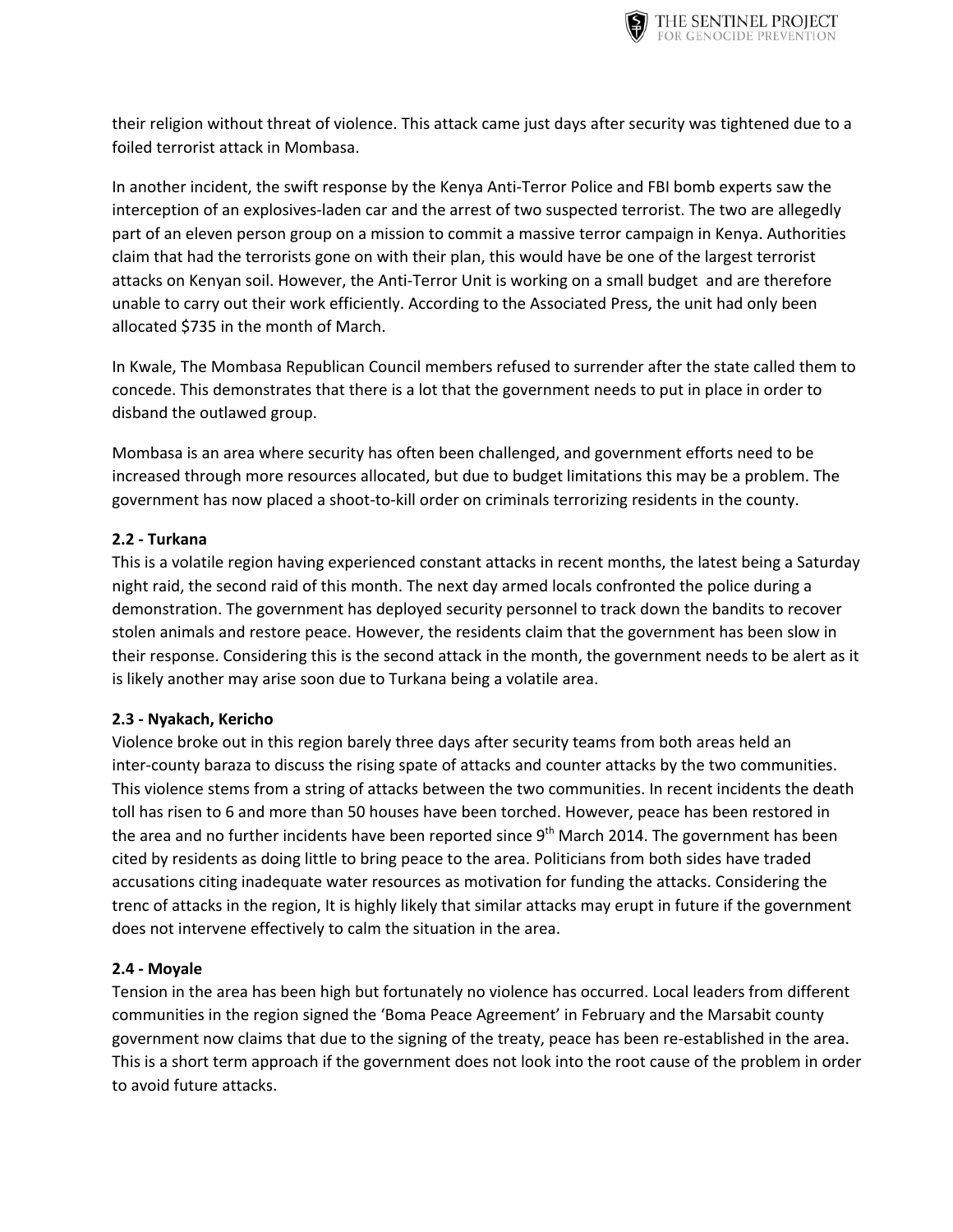their religion without threat of violence. This attack came just days after security was tightened due to a foiled terrorist attack in Mombasa.

In another incident, the swift response by the Kenya Anti-Terror Police and FBI bomb experts saw the interception of an explosives-laden car and the arrest of two suspected terrorist. The two are allegedly part of an eleven person group on a mission to commit a massive terror campaign in Kenya. Authorities claim that had the terrorists gone on with their plan, this would have be one of the largest terrorist attacks on Kenyan soil. However, the Anti-Terror Unit is working on a small budget and are therefore unable to carry out their work efficiently. According to the Associated Press, the unit had only been allocated $735 in the month of March.

In Kwale, The Mombasa Republican Council members refused to surrender after the state called them to concede. This demonstrates that there is a lot that the government needs to put in place in order to disband the outlawed group.

Mombasa is an area where security has often been challenged, and government efforts need to be increased through more resources allocated, but due to budget limitations this may be a problem. The government has now placed a shoot-to-kill order on criminals terrorizing residents in the county.

**2.2 - Turkana**

This is a volatile region having experienced constant attacks in recent months, the latest being a Saturday night raid, the second raid of this month. The next day armed locals confronted the police during a demonstration. The government has deployed security personnel to track down the bandits to recover stolen animals and restore peace. However, the residents claim that the government has been slow in their response. Considering this is the second attack in the month, the government needs to be alert as it is likely another may arise soon due to Turkana being a volatile area.

**2.3 - Nyakach, Kericho**

Violence broke out in this region barely three days after security teams from both areas held an inter-county baraza to discuss the rising spate of attacks and counter attacks by the two communities. This violence stems from a string of attacks between the two communities. In recent incidents the death toll has risen to 6 and more than 50 houses have been torched. However, peace has been restored in the area and no further incidents have been reported since 9th March 2014. The government has been cited by residents as doing little to bring peace to the area. Politicians from both sides have traded accusations citing inadequate water resources as motivation for funding the attacks. Considering the trenc of attacks in the region, It is highly likely that similar attacks may erupt in future if the government does not intervene effectively to calm the situation in the area.

**2.4 - Moyale**

Tension in the area has been high but fortunately no violence has occurred. Local leaders from different communities in the region signed the 'Boma Peace Agreement' in February and the Marsabit county government now claims that due to the signing of the treaty, peace has been re-established in the area. This is a short term approach if the government does not look into the root cause of the problem in order to avoid future attacks.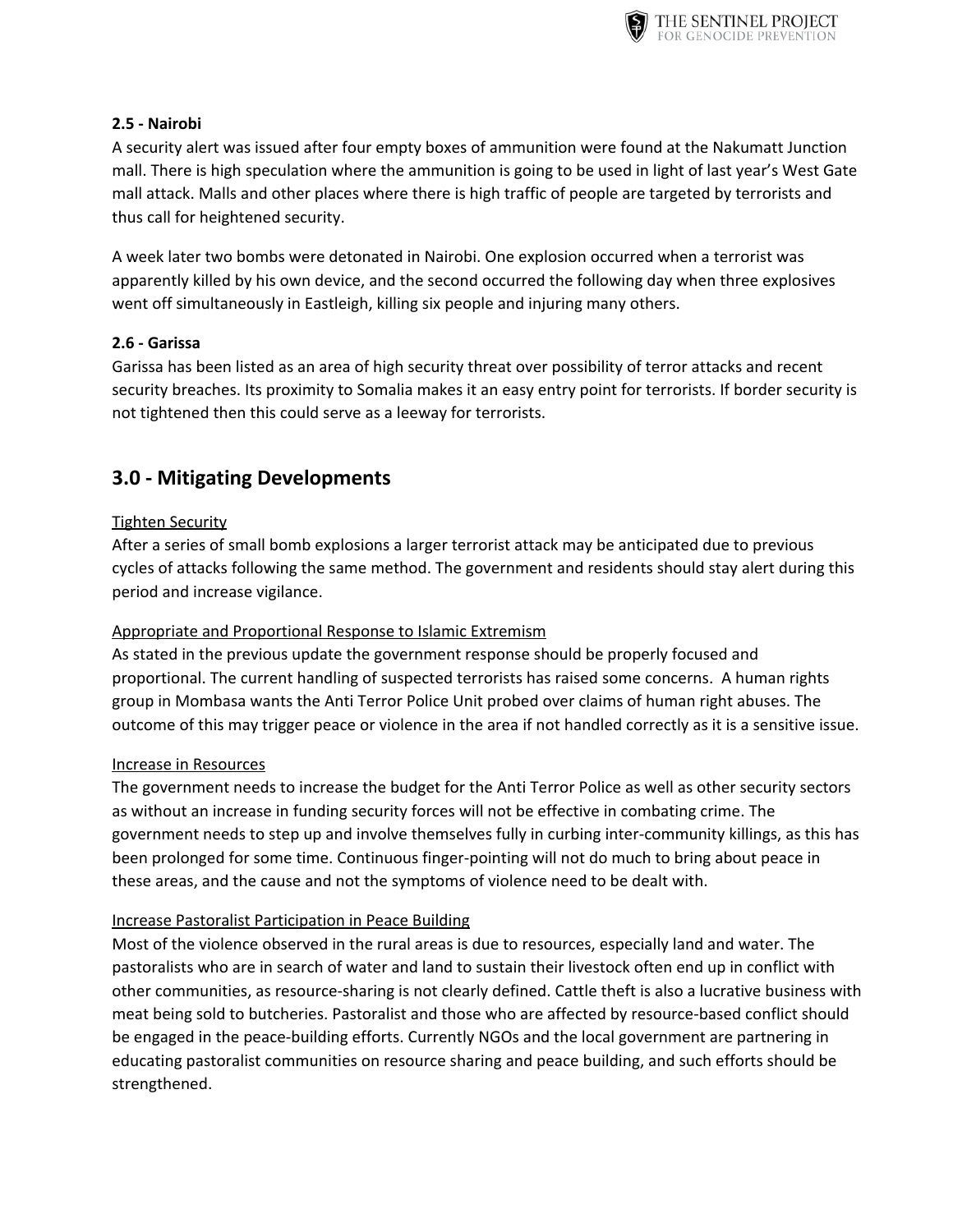**2.5 - Nairobi**

A security alert was issued after four empty boxes of ammunition were found at the Nakumatt Junction mall. There is high speculation where the ammunition is going to be used in light of last year's West Gate mall attack. Malls and other places where there is high traffic of people are targeted by terrorists and thus call for heightened security.

A week later two bombs were detonated in Nairobi. One explosion occurred when a terrorist was apparently killed by his own device, and the second occurred the following day when three explosives went off simultaneously in Eastleigh, killing six people and injuring many others.

**2.6 - Garissa**

Garissa has been listed as an area of high security threat over possibility of terror attacks and recent security breaches. Its proximity to Somalia makes it an easy entry point for terrorists. If border security is not tightened then this could serve as a leeway for terrorists.

## 3.0 - Mitigating Developments

<u>Tighten Security</u>

After a series of small bomb explosions a larger terrorist attack may be anticipated due to previous cycles of attacks following the same method. The government and residents should stay alert during this period and increase vigilance.

<u>Appropriate and Proportional Response to Islamic Extremism</u>

As stated in the previous update the government response should be properly focused and proportional. The current handling of suspected terrorists has raised some concerns. A human rights group in Mombasa wants the Anti Terror Police Unit probed over claims of human right abuses. The outcome of this may trigger peace or violence in the area if not handled correctly as it is a sensitive issue.

<u>Increase in Resources</u>

The government needs to increase the budget for the Anti Terror Police as well as other security sectors as without an increase in funding security forces will not be effective in combating crime. The government needs to step up and involve themselves fully in curbing inter-community killings, as this has been prolonged for some time. Continuous finger-pointing will not do much to bring about peace in these areas, and the cause and not the symptoms of violence need to be dealt with.

<u>Increase Pastoralist Participation in Peace Building</u>

Most of the violence observed in the rural areas is due to resources, especially land and water. The pastoralists who are in search of water and land to sustain their livestock often end up in conflict with other communities, as resource-sharing is not clearly defined. Cattle theft is also a lucrative business with meat being sold to butcheries. Pastoralist and those who are affected by resource-based conflict should be engaged in the peace-building efforts. Currently NGOs and the local government are partnering in educating pastoralist communities on resource sharing and peace building, and such efforts should be strengthened.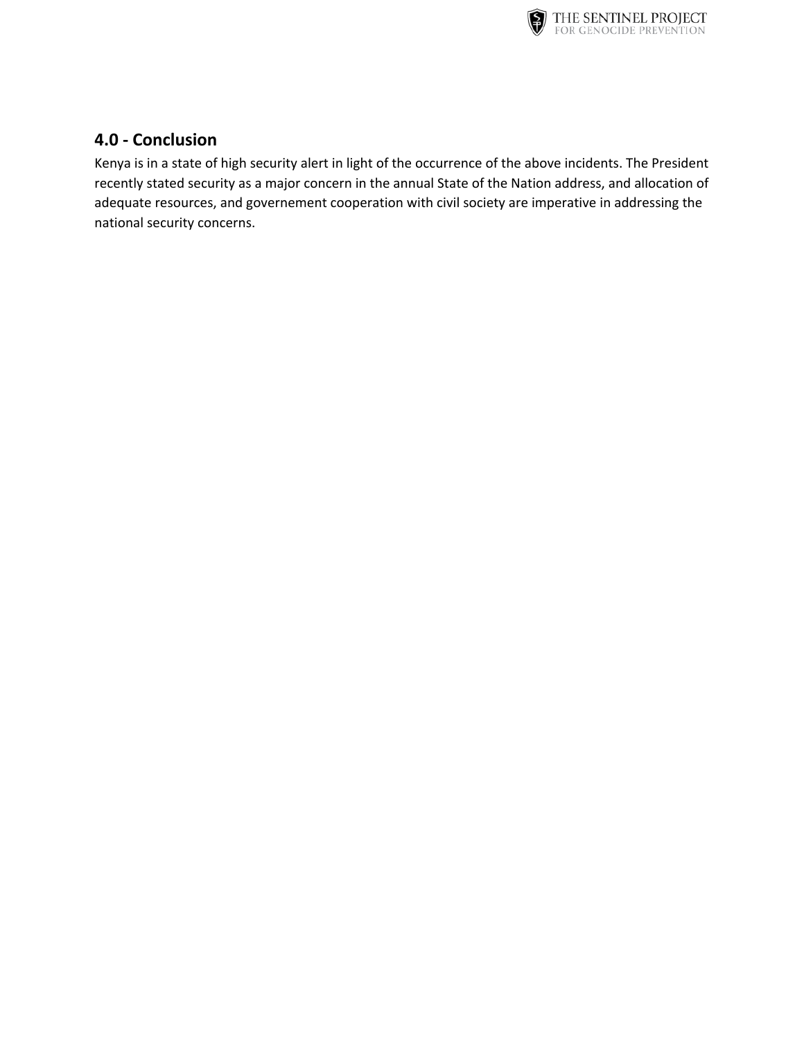## 4.0 - Conclusion

Kenya is in a state of high security alert in light of the occurrence of the above incidents. The President recently stated security as a major concern in the annual State of the Nation address, and allocation of adequate resources, and governement cooperation with civil society are imperative in addressing the national security concerns.